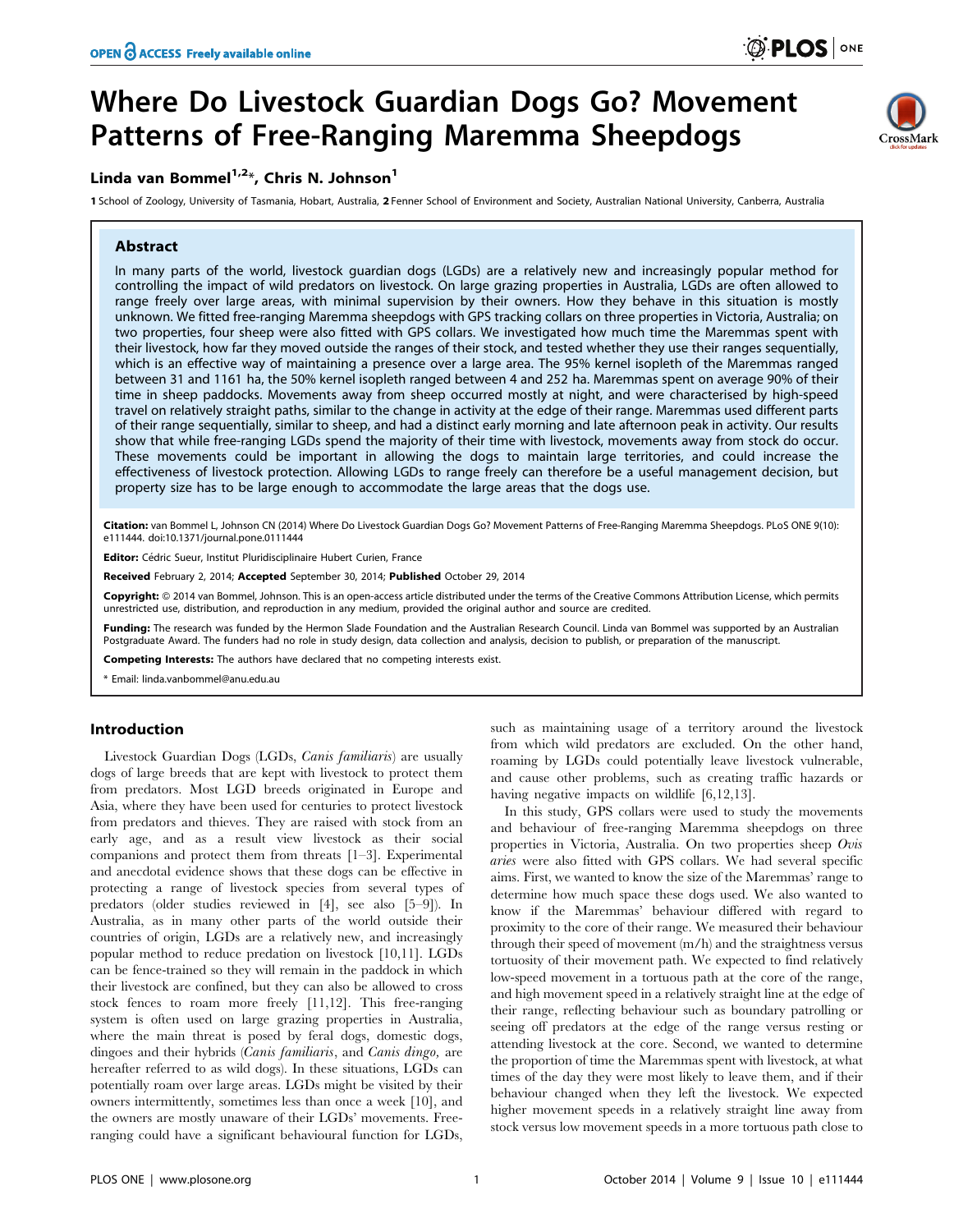# Where Do Livestock Guardian Dogs Go? Movement Patterns of Free-Ranging Maremma Sheepdogs

**Linda van Bommel[1,2]*, Chris N. Johnson[1]**

1 School of Zoology, University of Tasmania, Hobart, Australia, 2 Fenner School of Environment and Society, Australian National University, Canberra, Australia

## Abstract

In many parts of the world, livestock guardian dogs (LGDs) are a relatively new and increasingly popular method for controlling the impact of wild predators on livestock. On large grazing properties in Australia, LGDs are often allowed to range freely over large areas, with minimal supervision by their owners. How they behave in this situation is mostly unknown. We fitted free-ranging Maremma sheepdogs with GPS tracking collars on three properties in Victoria, Australia; on two properties, four sheep were also fitted with GPS collars. We investigated how much time the Maremmas spent with their livestock, how far they moved outside the ranges of their stock, and tested whether they use their ranges sequentially, which is an effective way of maintaining a presence over a large area. The 95% kernel isopleth of the Maremmas ranged between 31 and 1161 ha, the 50% kernel isopleth ranged between 4 and 252 ha. Maremmas spent on average 90% of their time in sheep paddocks. Movements away from sheep occurred mostly at night, and were characterised by high-speed travel on relatively straight paths, similar to the change in activity at the edge of their range. Maremmas used different parts of their range sequentially, similar to sheep, and had a distinct early morning and late afternoon peak in activity. Our results show that while free-ranging LGDs spend the majority of their time with livestock, movements away from stock do occur. These movements could be important in allowing the dogs to maintain large territories, and could increase the effectiveness of livestock protection. Allowing LGDs to range freely can therefore be a useful management decision, but property size has to be large enough to accommodate the large areas that the dogs use.

**Citation:** van Bommel L, Johnson CN (2014) Where Do Livestock Guardian Dogs Go? Movement Patterns of Free-Ranging Maremma Sheepdogs. PLoS ONE 9(10): e111444. doi:10.1371/journal.pone.0111444

**Editor:** Cédric Sueur, Institut Pluridisciplinaire Hubert Curien, France

**Received** February 2, 2014; **Accepted** September 30, 2014; **Published** October 29, 2014

**Copyright:** © 2014 van Bommel, Johnson. This is an open-access article distributed under the terms of the Creative Commons Attribution License, which permits unrestricted use, distribution, and reproduction in any medium, provided the original author and source are credited.

**Funding:** The research was funded by the Hermon Slade Foundation and the Australian Research Council. Linda van Bommel was supported by an Australian Postgraduate Award. The funders had no role in study design, data collection and analysis, decision to publish, or preparation of the manuscript.

**Competing Interests:** The authors have declared that no competing interests exist.

* Email: linda.vanbommel@anu.edu.au

## Introduction

Livestock Guardian Dogs (LGDs, *Canis familiaris*) are usually dogs of large breeds that are kept with livestock to protect them from predators. Most LGD breeds originated in Europe and Asia, where they have been used for centuries to protect livestock from predators and thieves. They are raised with stock from an early age, and as a result view livestock as their social companions and protect them from threats [1–3]. Experimental and anecdotal evidence shows that these dogs can be effective in protecting a range of livestock species from several types of predators (older studies reviewed in [4], see also [5–9]). In Australia, as in many other parts of the world outside their countries of origin, LGDs are a relatively new, and increasingly popular method to reduce predation on livestock [10,11]. LGDs can be fence-trained so they will remain in the paddock in which their livestock are confined, but they can also be allowed to cross stock fences to roam more freely [11,12]. This free-ranging system is often used on large grazing properties in Australia, where the main threat is posed by feral dogs, domestic dogs, dingoes and their hybrids (*Canis familiaris*, and *Canis dingo*, are hereafter referred to as wild dogs). In these situations, LGDs can potentially roam over large areas. LGDs might be visited by their owners intermittently, sometimes less than once a week [10], and the owners are mostly unaware of their LGDs' movements. Free-ranging could have a significant behavioural function for LGDs, such as maintaining usage of a territory around the livestock from which wild predators are excluded. On the other hand, roaming by LGDs could potentially leave livestock vulnerable, and cause other problems, such as creating traffic hazards or having negative impacts on wildlife [6,12,13].

In this study, GPS collars were used to study the movements and behaviour of free-ranging Maremma sheepdogs on three properties in Victoria, Australia. On two properties sheep *Ovis aries* were also fitted with GPS collars. We had several specific aims. First, we wanted to know the size of the Maremmas' range to determine how much space these dogs used. We also wanted to know if the Maremmas' behaviour differed with regard to proximity to the core of their range. We measured their behaviour through their speed of movement (m/h) and the straightness versus tortuosity of their movement path. We expected to find relatively low-speed movement in a tortuous path at the core of the range, and high movement speed in a relatively straight line at the edge of their range, reflecting behaviour such as boundary patrolling or seeing off predators at the edge of the range versus resting or attending livestock at the core. Second, we wanted to determine the proportion of time the Maremmas spent with livestock, at what times of the day they were most likely to leave them, and if their behaviour changed when they left the livestock. We expected higher movement speeds in a relatively straight line away from stock versus low movement speeds in a more tortuous path close to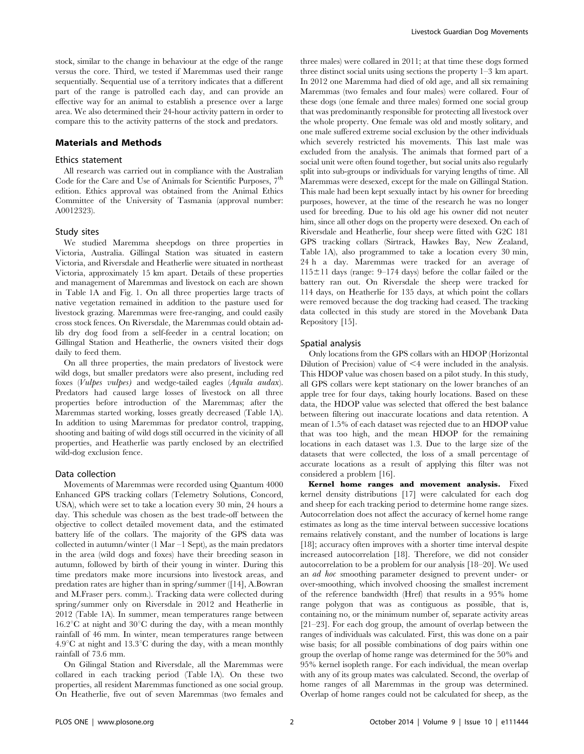stock, similar to the change in behaviour at the edge of the range versus the core. Third, we tested if Maremmas used their range sequentially. Sequential use of a territory indicates that a different part of the range is patrolled each day, and can provide an effective way for an animal to establish a presence over a large area. We also determined their 24-hour activity pattern in order to compare this to the activity patterns of the stock and predators.

## Materials and Methods

### Ethics statement

All research was carried out in compliance with the Australian Code for the Care and Use of Animals for Scientific Purposes, 7th edition. Ethics approval was obtained from the Animal Ethics Committee of the University of Tasmania (approval number: A0012323).

### Study sites

We studied Maremma sheepdogs on three properties in Victoria, Australia. Gillingal Station was situated in eastern Victoria, and Riversdale and Heatherlie were situated in northeast Victoria, approximately 15 km apart. Details of these properties and management of Maremmas and livestock on each are shown in Table 1A and Fig. 1. On all three properties large tracts of native vegetation remained in addition to the pasture used for livestock grazing. Maremmas were free-ranging, and could easily cross stock fences. On Riversdale, the Maremmas could obtain ad-lib dry dog food from a self-feeder in a central location; on Gillingal Station and Heatherlie, the owners visited their dogs daily to feed them.

On all three properties, the main predators of livestock were wild dogs, but smaller predators were also present, including red foxes (*Vulpes vulpes*) and wedge-tailed eagles (*Aquila audax*). Predators had caused large losses of livestock on all three properties before introduction of the Maremmas; after the Maremmas started working, losses greatly decreased (Table 1A). In addition to using Maremmas for predator control, trapping, shooting and baiting of wild dogs still occurred in the vicinity of all properties, and Heatherlie was partly enclosed by an electrified wild-dog exclusion fence.

### Data collection

Movements of Maremmas were recorded using Quantum 4000 Enhanced GPS tracking collars (Telemetry Solutions, Concord, USA), which were set to take a location every 30 min, 24 hours a day. This schedule was chosen as the best trade-off between the objective to collect detailed movement data, and the estimated battery life of the collars. The majority of the GPS data was collected in autumn/winter (1 Mar –1 Sept), as the main predators in the area (wild dogs and foxes) have their breeding season in autumn, followed by birth of their young in winter. During this time predators make more incursions into livestock areas, and predation rates are higher than in spring/summer ([14], A.Bowran and M.Fraser pers. comm.). Tracking data were collected during spring/summer only on Riversdale in 2012 and Heatherlie in 2012 (Table 1A). In summer, mean temperatures range between 16.2°C at night and 30°C during the day, with a mean monthly rainfall of 46 mm. In winter, mean temperatures range between 4.9°C at night and 13.3°C during the day, with a mean monthly rainfall of 73.6 mm.

On Gilingal Station and Riversdale, all the Maremmas were collared in each tracking period (Table 1A). On these two properties, all resident Maremmas functioned as one social group. On Heatherlie, five out of seven Maremmas (two females and three males) were collared in 2011; at that time these dogs formed three distinct social units using sections the property 1–3 km apart. In 2012 one Maremma had died of old age, and all six remaining Maremmas (two females and four males) were collared. Four of these dogs (one female and three males) formed one social group that was predominantly responsible for protecting all livestock over the whole property. One female was old and mostly solitary, and one male suffered extreme social exclusion by the other individuals which severely restricted his movements. This last male was excluded from the analysis. The animals that formed part of a social unit were often found together, but social units also regularly split into sub-groups or individuals for varying lengths of time. All Maremmas were desexed, except for the male on Gillingal Station. This male had been kept sexually intact by his owner for breeding purposes, however, at the time of the research he was no longer used for breeding. Due to his old age his owner did not neuter him, since all other dogs on the property were desexed. On each of Riversdale and Heatherlie, four sheep were fitted with G2C 181 GPS tracking collars (Sirtrack, Hawkes Bay, New Zealand, Table 1A), also programmed to take a location every 30 min, 24 h a day. Maremmas were tracked for an average of 115±11 days (range: 9–174 days) before the collar failed or the battery ran out. On Riversdale the sheep were tracked for 114 days, on Heatherlie for 135 days, at which point the collars were removed because the dog tracking had ceased. The tracking data collected in this study are stored in the Movebank Data Repository [15].

### Spatial analysis

Only locations from the GPS collars with an HDOP (Horizontal Dilution of Precision) value of <4 were included in the analysis. This HDOP value was chosen based on a pilot study. In this study, all GPS collars were kept stationary on the lower branches of an apple tree for four days, taking hourly locations. Based on these data, the HDOP value was selected that offered the best balance between filtering out inaccurate locations and data retention. A mean of 1.5% of each dataset was rejected due to an HDOP value that was too high, and the mean HDOP for the remaining locations in each dataset was 1.3. Due to the large size of the datasets that were collected, the loss of a small percentage of accurate locations as a result of applying this filter was not considered a problem [16].

**Kernel home ranges and movement analysis.** Fixed kernel density distributions [17] were calculated for each dog and sheep for each tracking period to determine home range sizes. Autocorrelation does not affect the accuracy of kernel home range estimates as long as the time interval between successive locations remains relatively constant, and the number of locations is large [18]; accuracy often improves with a shorter time interval despite increased autocorrelation [18]. Therefore, we did not consider autocorrelation to be a problem for our analysis [18–20]. We used an *ad hoc* smoothing parameter designed to prevent under- or over-smoothing, which involved choosing the smallest increment of the reference bandwidth (Href) that results in a 95% home range polygon that was as contiguous as possible, that is, containing no, or the minimum number of, separate activity areas [21–23]. For each dog group, the amount of overlap between the ranges of individuals was calculated. First, this was done on a pair wise basis; for all possible combinations of dog pairs within one group the overlap of home range was determined for the 50% and 95% kernel isopleth range. For each individual, the mean overlap with any of its group mates was calculated. Second, the overlap of home ranges of all Maremmas in the group was determined. Overlap of home ranges could not be calculated for sheep, as the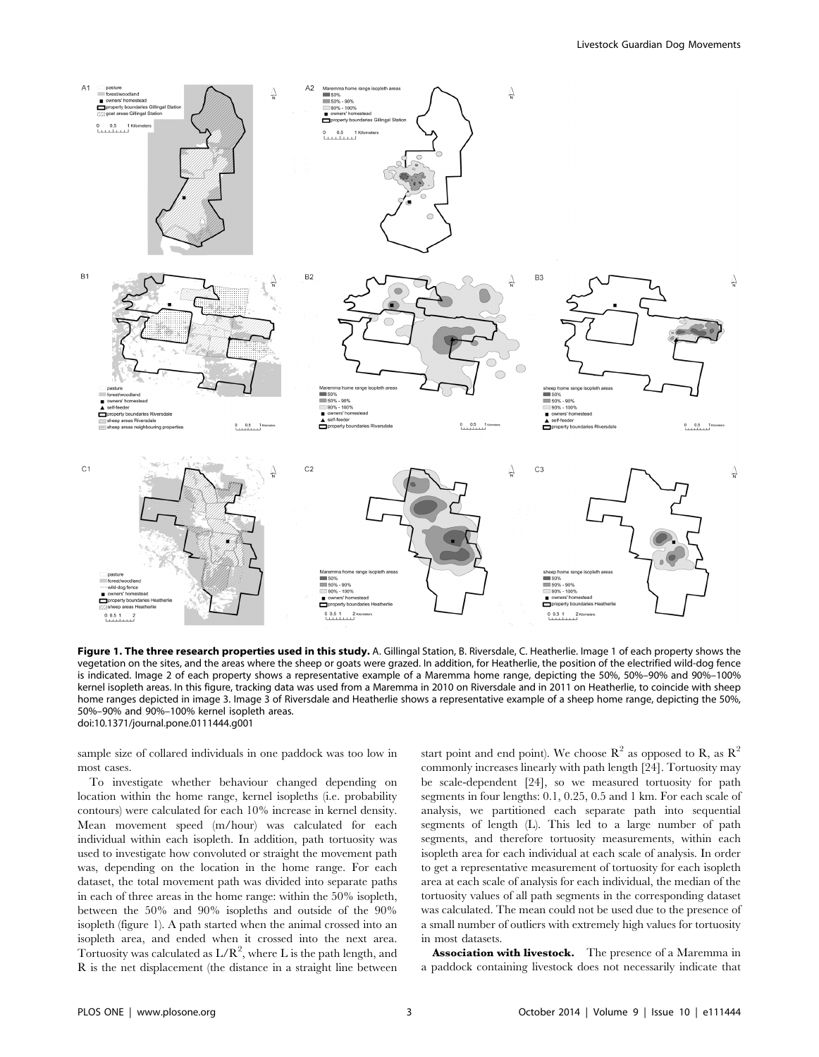**Figure 1. The three research properties used in this study.** A. Gillingal Station, B. Riversdale, C. Heatherlie. Image 1 of each property shows the vegetation on the sites, and the areas where the sheep or goats were grazed. In addition, for Heatherlie, the position of the electrified wild-dog fence is indicated. Image 2 of each property shows a representative example of a Maremma home range, depicting the 50%, 50%–90% and 90%–100% kernel isopleth areas. In this figure, tracking data was used from a Maremma in 2010 on Riversdale and in 2011 on Heatherlie, to coincide with sheep home ranges depicted in image 3. Image 3 of Riversdale and Heatherlie shows a representative example of a sheep home range, depicting the 50%, 50%–90% and 90%–100% kernel isopleth areas.
doi:10.1371/journal.pone.0111444.g001

sample size of collared individuals in one paddock was too low in most cases.

To investigate whether behaviour changed depending on location within the home range, kernel isopleths (i.e. probability contours) were calculated for each 10% increase in kernel density. Mean movement speed (m/hour) was calculated for each individual within each isopleth. In addition, path tortuosity was used to investigate how convoluted or straight the movement path was, depending on the location in the home range. For each dataset, the total movement path was divided into separate paths in each of three areas in the home range: within the 50% isopleth, between the 50% and 90% isopleths and outside of the 90% isopleth (figure 1). A path started when the animal crossed into an isopleth area, and ended when it crossed into the next area. Tortuosity was calculated as $L/R^2$, where L is the path length, and R is the net displacement (the distance in a straight line between start point and end point). We choose $R^2$ as opposed to R, as $R^2$ commonly increases linearly with path length [24]. Tortuosity may be scale-dependent [24], so we measured tortuosity for path segments in four lengths: 0.1, 0.25, 0.5 and 1 km. For each scale of analysis, we partitioned each separate path into sequential segments of length (L). This led to a large number of path segments, and therefore tortuosity measurements, within each isopleth area for each individual at each scale of analysis. In order to get a representative measurement of tortuosity for each isopleth area at each scale of analysis for each individual, the median of the tortuosity values of all path segments in the corresponding dataset was calculated. The mean could not be used due to the presence of a small number of outliers with extremely high values for tortuosity in most datasets.

**Association with livestock.** The presence of a Maremma in a paddock containing livestock does not necessarily indicate that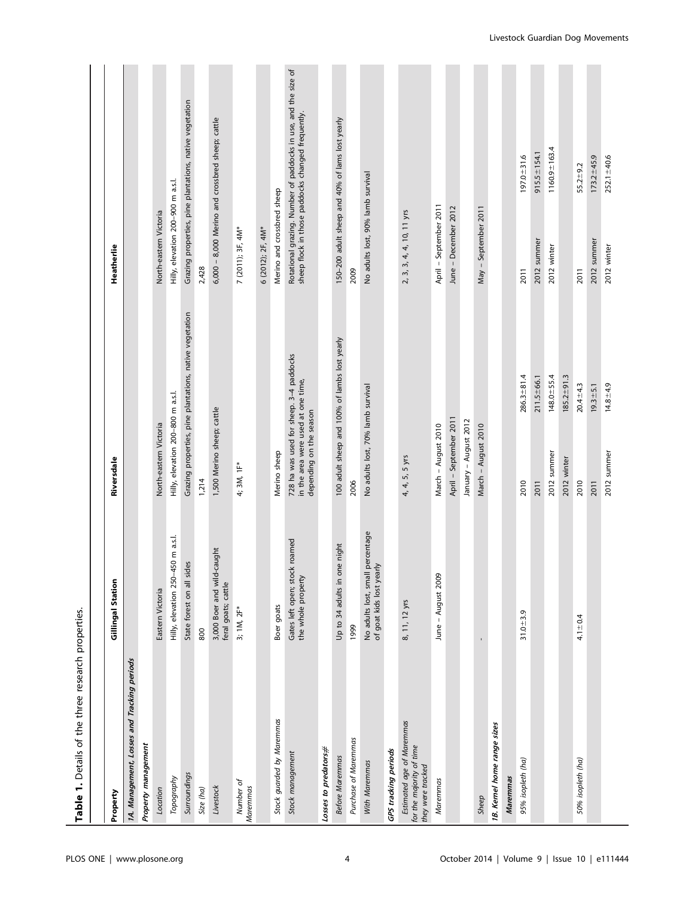**Table 1.** Details of the three research properties.

| Property | Gillingal Station | Riversdale | | Heatherlie | |
|---|---|---|---|---|---|
| ***1A. Management, Losses and Tracking periods*** | | | | | |
| ***Property management*** | | | | | |
| *Location* | Eastern Victoria | North-eastern Victoria | | North-eastern Victoria | |
| *Topography* | Hilly, elevation 250–450 m a.s.l. | Hilly, elevation 200–800 m a.s.l. | | Hilly, elevation 200–900 m a.s.l. | |
| *Surroundings* | State forest on all sides | Grazing properties, pine plantations, native vegetation | | Grazing properties, pine plantations, native vegetation | |
| *Size (ha)* | 800 | 1,214 | | 2,428 | |
| *Livestock* | 3,000 Boer and wild-caught feral goats; cattle | 1,500 Merino sheep; cattle | | 6,000 – 8,000 Merino and crossbred sheep; cattle | |
| *Number of Maremmas* | 3; 1M, 2F* | 4; 3M, 1F* | | 7 (2011); 3F, 4M* | |
| | | | | 6 (2012); 2F, 4M* | |
| *Stock guarded by Maremmas* | Boer goats | Merino sheep | | Merino and crossbred sheep | |
| *Stock management* | Gates left open; stock roamed the whole property | 728 ha was used for sheep. 3–4 paddocks in the area were used at one time, depending on the season | | Rotational grazing. Number of paddocks in use, and the size of sheep flock in those paddocks changed frequently. | |
| ***Losses to predators#*** | | | | | |
| *Before Maremmas* | Up to 34 adults in one night | 100 adult sheep and 100% of lambs lost yearly | | 150–200 adult sheep and 40% of lams lost yearly | |
| *Purchase of Maremmas* | 1999 | 2006 | | 2009 | |
| *With Maremmas* | No adults lost, small percentage of goat kids lost yearly | No adults lost, 70% lamb survival | | No adults lost, 90% lamb survival | |
| ***GPS tracking periods*** | | | | | |
| *Estimated age of Maremmas for the majority of time they were tracked* | 8, 11, 12 yrs | 4, 4, 5, 5 yrs | | 2, 3, 3, 4, 10, 11 yrs | |
| *Maremmas* | June – August 2009 | March – August 2010 | | April – September 2011 | |
| | | April – September 2011 | | June – December 2012 | |
| | | January – August 2012 | | | |
| *Sheep* | - | March – August 2010 | | May – September 2011 | |
| ***1B. Kernel home range sizes*** | | | | | |
| ***Maremmas*** | | | | | |
| *95% isopleth (ha)* | 31.0±3.9 | 2010 | 286.3±81.4 | 2011 | 197.0±31.6 |
| | | 2011 | 211.5±66.1 | 2012 summer | 915.5±154.1 |
| | | 2012 summer | 148.0±55.4 | 2012 winter | 1160.9±163.4 |
| | | 2012 winter | 185.2±91.3 | | |
| *50% isopleth (ha)* | 4.1±0.4 | 2010 | 20.4±4.3 | 2011 | 55.2±9.2 |
| | | 2011 | 19.3±5.1 | 2012 summer | 173.2±45.9 |
| | | 2012 summer | 14.8±4.9 | 2012 winter | 252.1±40.6 |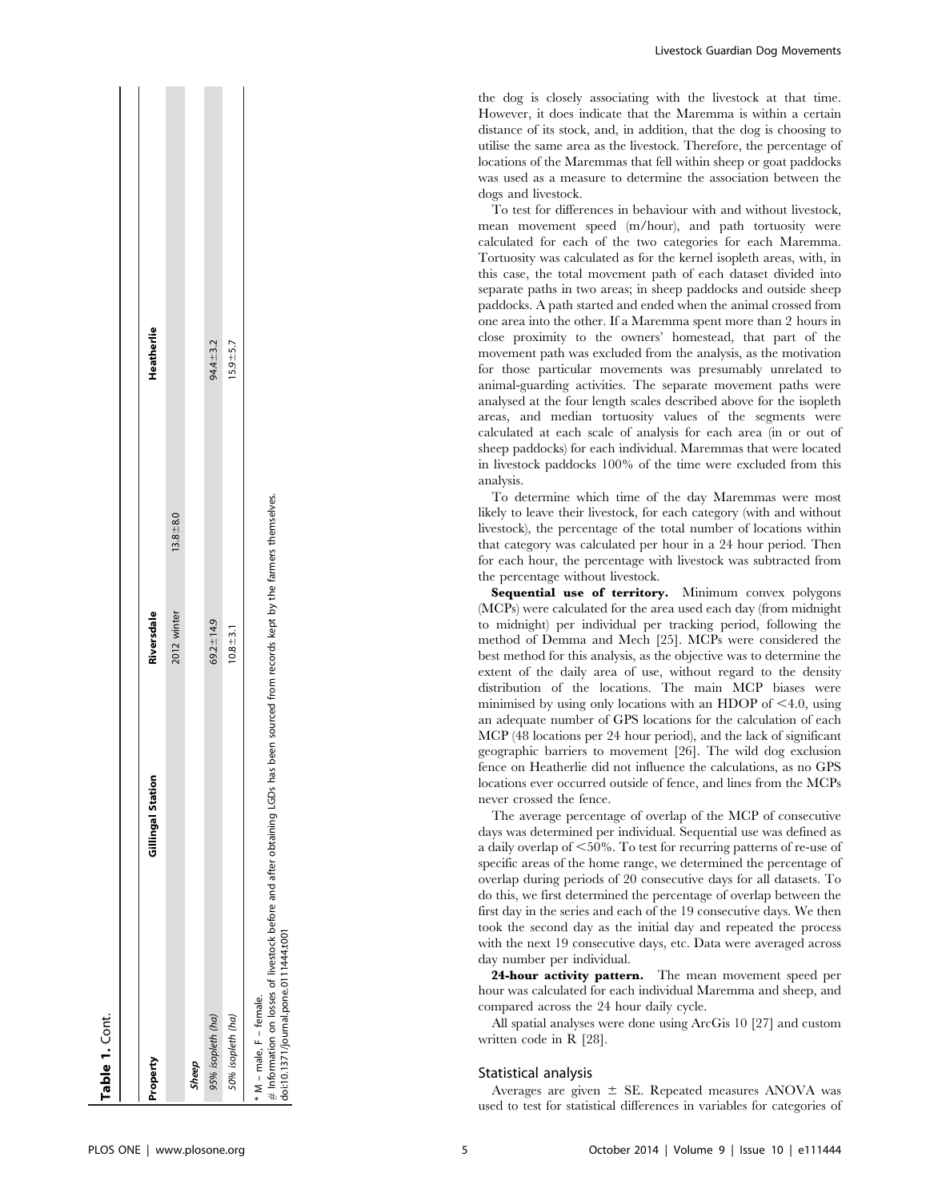**Table 1.** Cont.

| Property | Gillingal Station | Riversdale | | Heatherlie |
|---|---|---|---|---|
| | | 2012 winter | 13.8±8.0 | |
| ***Sheep*** | | | | |
| *95% isopleth (ha)* | | 69.2±14.9 | | 94.4±3.2 |
| *50% isopleth (ha)* | | 10.8±3.1 | | 15.9±5.7 |

* M – male, F – female.
# Information on losses of livestock before and after obtaining LGDs has been sourced from records kept by the farmers themselves.
doi:10.1371/journal.pone.0111444.t001

the dog is closely associating with the livestock at that time. However, it does indicate that the Maremma is within a certain distance of its stock, and, in addition, that the dog is choosing to utilise the same area as the livestock. Therefore, the percentage of locations of the Maremmas that fell within sheep or goat paddocks was used as a measure to determine the association between the dogs and livestock.

To test for differences in behaviour with and without livestock, mean movement speed (m/hour), and path tortuosity were calculated for each of the two categories for each Maremma. Tortuosity was calculated as for the kernel isopleth areas, with, in this case, the total movement path of each dataset divided into separate paths in two areas; in sheep paddocks and outside sheep paddocks. A path started and ended when the animal crossed from one area into the other. If a Maremma spent more than 2 hours in close proximity to the owners' homestead, that part of the movement path was excluded from the analysis, as the motivation for those particular movements was presumably unrelated to animal-guarding activities. The separate movement paths were analysed at the four length scales described above for the isopleth areas, and median tortuosity values of the segments were calculated at each scale of analysis for each area (in or out of sheep paddocks) for each individual. Maremmas that were located in livestock paddocks 100% of the time were excluded from this analysis.

To determine which time of the day Maremmas were most likely to leave their livestock, for each category (with and without livestock), the percentage of the total number of locations within that category was calculated per hour in a 24 hour period. Then for each hour, the percentage with livestock was subtracted from the percentage without livestock.

**Sequential use of territory.** Minimum convex polygons (MCPs) were calculated for the area used each day (from midnight to midnight) per individual per tracking period, following the method of Demma and Mech [25]. MCPs were considered the best method for this analysis, as the objective was to determine the extent of the daily area of use, without regard to the density distribution of the locations. The main MCP biases were minimised by using only locations with an HDOP of <4.0, using an adequate number of GPS locations for the calculation of each MCP (48 locations per 24 hour period), and the lack of significant geographic barriers to movement [26]. The wild dog exclusion fence on Heatherlie did not influence the calculations, as no GPS locations ever occurred outside of fence, and lines from the MCPs never crossed the fence.

The average percentage of overlap of the MCP of consecutive days was determined per individual. Sequential use was defined as a daily overlap of <50%. To test for recurring patterns of re-use of specific areas of the home range, we determined the percentage of overlap during periods of 20 consecutive days for all datasets. To do this, we first determined the percentage of overlap between the first day in the series and each of the 19 consecutive days. We then took the second day as the initial day and repeated the process with the next 19 consecutive days, etc. Data were averaged across day number per individual.

**24-hour activity pattern.** The mean movement speed per hour was calculated for each individual Maremma and sheep, and compared across the 24 hour daily cycle.

All spatial analyses were done using ArcGis 10 [27] and custom written code in R [28].

## Statistical analysis

Averages are given ± SE. Repeated measures ANOVA was used to test for statistical differences in variables for categories of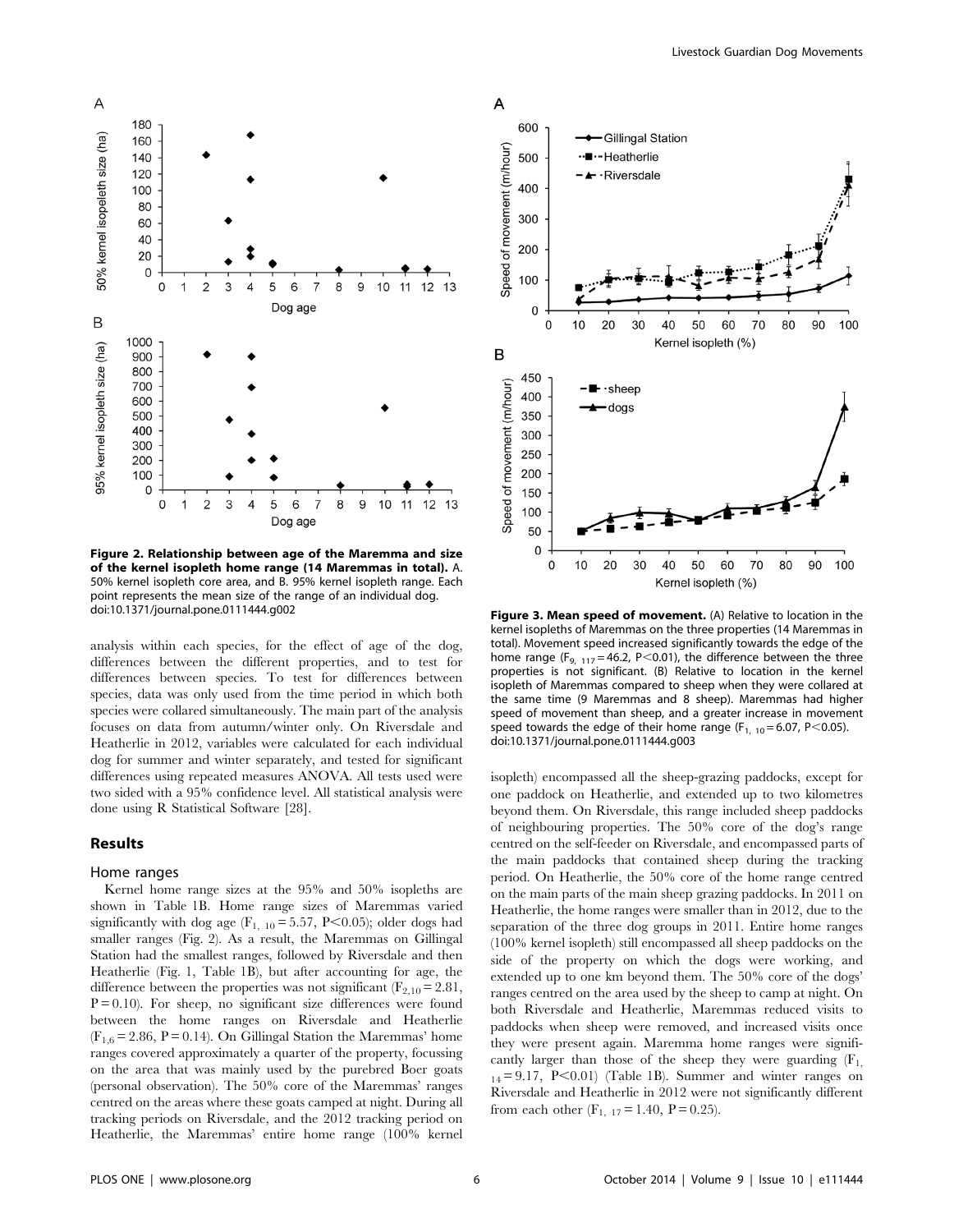**Figure 2. Relationship between age of the Maremma and size of the kernel isopleth home range (14 Maremmas in total).** A. 50% kernel isopleth core area, and B. 95% kernel isopleth range. Each point represents the mean size of the range of an individual dog.
doi:10.1371/journal.pone.0111444.g002

**Figure 3. Mean speed of movement.** (A) Relative to location in the kernel isopleths of Maremmas on the three properties (14 Maremmas in total). Movement speed increased significantly towards the edge of the home range ($F_{9,\ 117} = 46.2$, $P<0.01$), the difference between the three properties is not significant. (B) Relative to location in the kernel isopleth of Maremmas compared to sheep when they were collared at the same time (9 Maremmas and 8 sheep). Maremmas had higher speed of movement than sheep, and a greater increase in movement speed towards the edge of their home range ($F_{1,\ 10} = 6.07$, $P<0.05$).
doi:10.1371/journal.pone.0111444.g003

analysis within each species, for the effect of age of the dog, differences between the different properties, and to test for differences between species. To test for differences between species, data was only used from the time period in which both species were collared simultaneously. The main part of the analysis focuses on data from autumn/winter only. On Riversdale and Heatherlie in 2012, variables were calculated for each individual dog for summer and winter separately, and tested for significant differences using repeated measures ANOVA. All tests used were two sided with a 95% confidence level. All statistical analysis were done using R Statistical Software [28].

## Results

### Home ranges

Kernel home range sizes at the 95% and 50% isopleths are shown in Table 1B. Home range sizes of Maremmas varied significantly with dog age ($F_{1,\ 10} = 5.57$, $P<0.05$); older dogs had smaller ranges (Fig. 2). As a result, the Maremmas on Gillingal Station had the smallest ranges, followed by Riversdale and then Heatherlie (Fig. 1, Table 1B), but after accounting for age, the difference between the properties was not significant ($F_{2,10} = 2.81$, $P = 0.10$). For sheep, no significant size differences were found between the home ranges on Riversdale and Heatherlie ($F_{1,6} = 2.86$, $P = 0.14$). On Gillingal Station the Maremmas' home ranges covered approximately a quarter of the property, focussing on the area that was mainly used by the purebred Boer goats (personal observation). The 50% core of the Maremmas' ranges centred on the areas where these goats camped at night. During all tracking periods on Riversdale, and the 2012 tracking period on Heatherlie, the Maremmas' entire home range (100% kernel isopleth) encompassed all the sheep-grazing paddocks, except for one paddock on Heatherlie, and extended up to two kilometres beyond them. On Riversdale, this range included sheep paddocks of neighbouring properties. The 50% core of the dog's range centred on the self-feeder on Riversdale, and encompassed parts of the main paddocks that contained sheep during the tracking period. On Heatherlie, the 50% core of the home range centred on the main parts of the main sheep grazing paddocks. In 2011 on Heatherlie, the home ranges were smaller than in 2012, due to the separation of the three dog groups in 2011. Entire home ranges (100% kernel isopleth) still encompassed all sheep paddocks on the side of the property on which the dogs were working, and extended up to one km beyond them. The 50% core of the dogs' ranges centred on the area used by the sheep to camp at night. On both Riversdale and Heatherlie, Maremmas reduced visits to paddocks when sheep were removed, and increased visits once they were present again. Maremma home ranges were significantly larger than those of the sheep they were guarding ($F_{1,\ 14} = 9.17$, $P<0.01$) (Table 1B). Summer and winter ranges on Riversdale and Heatherlie in 2012 were not significantly different from each other ($F_{1,\ 17} = 1.40$, $P = 0.25$).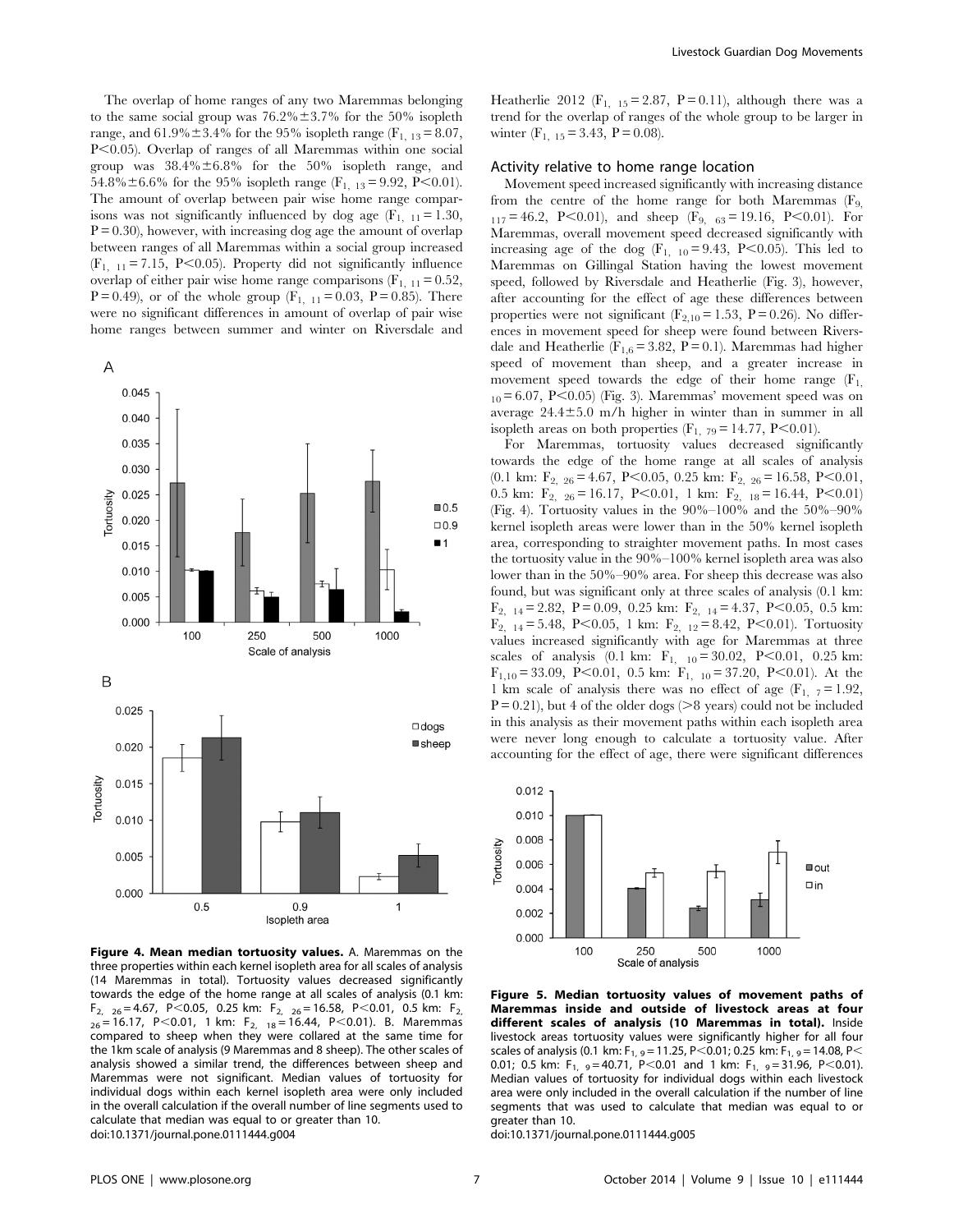The overlap of home ranges of any two Maremmas belonging to the same social group was 76.2%±3.7% for the 50% isopleth range, and 61.9%±3.4% for the 95% isopleth range ($F_{1, 13} = 8.07$, $P<0.05$). Overlap of ranges of all Maremmas within one social group was 38.4%±6.8% for the 50% isopleth range, and 54.8%±6.6% for the 95% isopleth range ($F_{1, 13} = 9.92$, $P<0.01$). The amount of overlap between pair wise home range comparisons was not significantly influenced by dog age ($F_{1, 11} = 1.30$, $P = 0.30$), however, with increasing dog age the amount of overlap between ranges of all Maremmas within a social group increased ($F_{1, 11} = 7.15$, $P<0.05$). Property did not significantly influence overlap of either pair wise home range comparisons ($F_{1, 11} = 0.52$, $P = 0.49$), or of the whole group ($F_{1, 11} = 0.03$, $P = 0.85$). There were no significant differences in amount of overlap of pair wise home ranges between summer and winter on Riversdale and Heatherlie 2012 ($F_{1, 15} = 2.87$, $P = 0.11$), although there was a trend for the overlap of ranges of the whole group to be larger in winter ($F_{1, 15} = 3.43$, $P = 0.08$).

**Figure 4. Mean median tortuosity values.** A. Maremmas on the three properties within each kernel isopleth area for all scales of analysis (14 Maremmas in total). Tortuosity values decreased significantly towards the edge of the home range at all scales of analysis (0.1 km: $F_{2, 26} = 4.67$, $P<0.05$, 0.25 km: $F_{2, 26} = 16.58$, $P<0.01$, 0.5 km: $F_{2, 26} = 16.17$, $P<0.01$, 1 km: $F_{2, 18} = 16.44$, $P<0.01$). B. Maremmas compared to sheep when they were collared at the same time for the 1km scale of analysis (9 Maremmas and 8 sheep). The other scales of analysis showed a similar trend, the differences between sheep and Maremmas were not significant. Median values of tortuosity for individual dogs within each kernel isopleth area were only included in the overall calculation if the overall number of line segments used to calculate that median was equal to or greater than 10.
doi:10.1371/journal.pone.0111444.g004

### Activity relative to home range location

Movement speed increased significantly with increasing distance from the centre of the home range for both Maremmas ($F_{9, 117} = 46.2$, $P<0.01$), and sheep ($F_{9, 63} = 19.16$, $P<0.01$). For Maremmas, overall movement speed decreased significantly with increasing age of the dog ($F_{1, 10} = 9.43$, $P<0.05$). This led to Maremmas on Gillingal Station having the lowest movement speed, followed by Riversdale and Heatherlie (Fig. 3), however, after accounting for the effect of age these differences between properties were not significant ($F_{2,10} = 1.53$, $P = 0.26$). No differences in movement speed for sheep were found between Riversdale and Heatherlie ($F_{1,6} = 3.82$, $P = 0.1$). Maremmas had higher speed of movement than sheep, and a greater increase in movement speed towards the edge of their home range ($F_{1, 10} = 6.07$, $P<0.05$) (Fig. 3). Maremmas' movement speed was on average 24.4±5.0 m/h higher in winter than in summer in all isopleth areas on both properties ($F_{1, 79} = 14.77$, $P<0.01$).

For Maremmas, tortuosity values decreased significantly towards the edge of the home range at all scales of analysis (0.1 km: $F_{2, 26} = 4.67$, $P<0.05$, 0.25 km: $F_{2, 26} = 16.58$, $P<0.01$, 0.5 km: $F_{2, 26} = 16.17$, $P<0.01$, 1 km: $F_{2, 18} = 16.44$, $P<0.01$) (Fig. 4). Tortuosity values in the 90%–100% and the 50%–90% kernel isopleth areas were lower than in the 50% kernel isopleth area, corresponding to straighter movement paths. In most cases the tortuosity value in the 90%–100% kernel isopleth area was also lower than in the 50%–90% area. For sheep this decrease was also found, but was significant only at three scales of analysis (0.1 km: $F_{2, 14} = 2.82$, $P = 0.09$, 0.25 km: $F_{2, 14} = 4.37$, $P<0.05$, 0.5 km: $F_{2, 14} = 5.48$, $P<0.05$, 1 km: $F_{2, 12} = 8.42$, $P<0.01$). Tortuosity values increased significantly with age for Maremmas at three scales of analysis (0.1 km: $F_{1, 10} = 30.02$, $P<0.01$, 0.25 km: $F_{1,10} = 33.09$, $P<0.01$, 0.5 km: $F_{1, 10} = 37.20$, $P<0.01$). At the 1 km scale of analysis there was no effect of age ($F_{1, 7} = 1.92$, $P = 0.21$), but 4 of the older dogs (>8 years) could not be included in this analysis as their movement paths within each isopleth area were never long enough to calculate a tortuosity value. After accounting for the effect of age, there were significant differences

**Figure 5. Median tortuosity values of movement paths of Maremmas inside and outside of livestock areas at four different scales of analysis (10 Maremmas in total).** Inside livestock areas tortuosity values were significantly higher for all four scales of analysis (0.1 km: $F_{1, 9} = 11.25$, $P<0.01$; 0.25 km: $F_{1, 9} = 14.08$, $P<0.01$; 0.5 km: $F_{1, 9} = 40.71$, $P<0.01$ and 1 km: $F_{1, 9} = 31.96$, $P<0.01$). Median values of tortuosity for individual dogs within each livestock area were only included in the overall calculation if the number of line segments that was used to calculate that median was equal to or greater than 10.
doi:10.1371/journal.pone.0111444.g005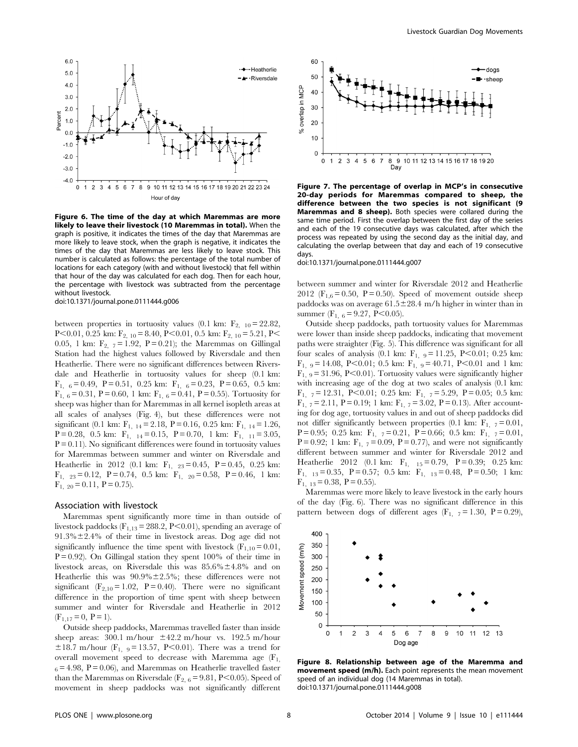**Figure 6. The time of the day at which Maremmas are more likely to leave their livestock (10 Maremmas in total).** When the graph is positive, it indicates the times of the day that Maremmas are more likely to leave stock, when the graph is negative, it indicates the times of the day that Maremmas are less likely to leave stock. This number is calculated as follows: the percentage of the total number of locations for each category (with and without livestock) that fell within that hour of the day was calculated for each dog. Then for each hour, the percentage with livestock was subtracted from the percentage without livestock.
doi:10.1371/journal.pone.0111444.g006

between properties in tortuosity values (0.1 km: $F_{2,\ 10} = 22.82$, $P<0.01$, 0.25 km: $F_{2,\ 10} = 8.40$, $P<0.01$, 0.5 km: $F_{2,\ 10} = 5.21$, $P<0.05$, 1 km: $F_{2,\ 7} = 1.92$, $P = 0.21$); the Maremmas on Gillingal Station had the highest values followed by Riversdale and then Heatherlie. There were no significant differences between Riversdale and Heatherlie in tortuosity values for sheep (0.1 km: $F_{1,\ 6} = 0.49$, $P = 0.51$, 0.25 km: $F_{1,\ 6} = 0.23$, $P = 0.65$, 0.5 km: $F_{1,\ 6} = 0.31$, $P = 0.60$, 1 km: $F_{1,\ 6} = 0.41$, $P = 0.55$). Tortuosity for sheep was higher than for Maremmas in all kernel isopleth areas at all scales of analyses (Fig. 4), but these differences were not significant (0.1 km: $F_{1,\ 14} = 2.18$, $P = 0.16$, 0.25 km: $F_{1,\ 14} = 1.26$, $P = 0.28$, 0.5 km: $F_{1,\ 14} = 0.15$, $P = 0.70$, 1 km: $F_{1,\ 11} = 3.05$, $P = 0.11$). No significant differences were found in tortuosity values for Maremmas between summer and winter on Riversdale and Heatherlie in 2012 (0.1 km: $F_{1,\ 23} = 0.45$, $P = 0.45$, 0.25 km: $F_{1,\ 23} = 0.12$, $P = 0.74$, 0.5 km: $F_{1,\ 20} = 0.58$, $P = 0.46$, 1 km: $F_{1,\ 20} = 0.11$, $P = 0.75$).

### Association with livestock

Maremmas spent significantly more time in than outside of livestock paddocks ($F_{1,13} = 288.2$, $P<0.01$), spending an average of 91.3%±2.4% of their time in livestock areas. Dog age did not significantly influence the time spent with livestock ($F_{1,10} = 0.01$, $P = 0.92$). On Gillingal station they spent 100% of their time in livestock areas, on Riversdale this was 85.6%±4.8% and on Heatherlie this was 90.9%±2.5%; these differences were not significant ($F_{2,10} = 1.02$, $P = 0.40$). There were no significant difference in the proportion of time spent with sheep between summer and winter for Riversdale and Heatherlie in 2012 ($F_{1,17} = 0$, $P = 1$).

Outside sheep paddocks, Maremmas travelled faster than inside sheep areas: 300.1 m/hour ±42.2 m/hour vs. 192.5 m/hour ±18.7 m/hour ($F_{1,\ 9} = 13.57$, $P<0.01$). There was a trend for overall movement speed to decrease with Maremma age ($F_{1,\ 6} = 4.98$, $P = 0.06$), and Maremmas on Heatherlie travelled faster than the Maremmas on Riversdale ($F_{2,\ 6} = 9.81$, $P<0.05$). Speed of movement in sheep paddocks was not significantly different between summer and winter for Riversdale 2012 and Heatherlie 2012 ($F_{1,6} = 0.50$, $P = 0.50$). Speed of movement outside sheep paddocks was on average 61.5±28.4 m/h higher in winter than in summer ($F_{1,\ 6} = 9.27$, $P<0.05$).

Outside sheep paddocks, path tortuosity values for Maremmas were lower than inside sheep paddocks, indicating that movement paths were straighter (Fig. 5). This difference was significant for all four scales of analysis (0.1 km: $F_{1,\ 9} = 11.25$, $P<0.01$; 0.25 km: $F_{1,\ 9} = 14.08$, $P<0.01$; 0.5 km: $F_{1,\ 9} = 40.71$, $P<0.01$ and 1 km: $F_{1,\ 9} = 31.96$, $P<0.01$). Tortuosity values were significantly higher with increasing age of the dog at two scales of analysis (0.1 km: $F_{1,\ 7} = 12.31$, $P<0.01$; 0.25 km: $F_{1,\ 7} = 5.29$, $P = 0.05$; 0.5 km: $F_{1,\ 7} = 2.11$, $P = 0.19$; 1 km: $F_{1,\ 7} = 3.02$, $P = 0.13$). After accounting for dog age, tortuosity values in and out of sheep paddocks did not differ significantly between properties (0.1 km: $F_{1,\ 7} = 0.01$, $P = 0.95$; 0.25 km: $F_{1,\ 7} = 0.21$, $P = 0.66$; 0.5 km: $F_{1,\ 7} = 0.01$, $P = 0.92$; 1 km: $F_{1,\ 7} = 0.09$, $P = 0.77$), and were not significantly different between summer and winter for Riversdale 2012 and Heatherlie 2012 (0.1 km: $F_{1,\ 15} = 0.79$, $P = 0.39$; 0.25 km: $F_{1,\ 13} = 0.35$, $P = 0.57$; 0.5 km: $F_{1,\ 13} = 0.48$, $P = 0.50$; 1 km: $F_{1,\ 13} = 0.38$, $P = 0.55$).

Maremmas were more likely to leave livestock in the early hours of the day (Fig. 6). There was no significant difference in this pattern between dogs of different ages ($F_{1,\ 7} = 1.30$, $P = 0.29$),

**Figure 7. The percentage of overlap in MCP's in consecutive 20-day periods for Maremmas compared to sheep, the difference between the two species is not significant (9 Maremmas and 8 sheep).** Both species were collared during the same time period. First the overlap between the first day of the series and each of the 19 consecutive days was calculated, after which the process was repeated by using the second day as the initial day, and calculating the overlap between that day and each of 19 consecutive days.
doi:10.1371/journal.pone.0111444.g007

**Figure 8. Relationship between age of the Maremma and movement speed (m/h).** Each point represents the mean movement speed of an individual dog (14 Maremmas in total).
doi:10.1371/journal.pone.0111444.g008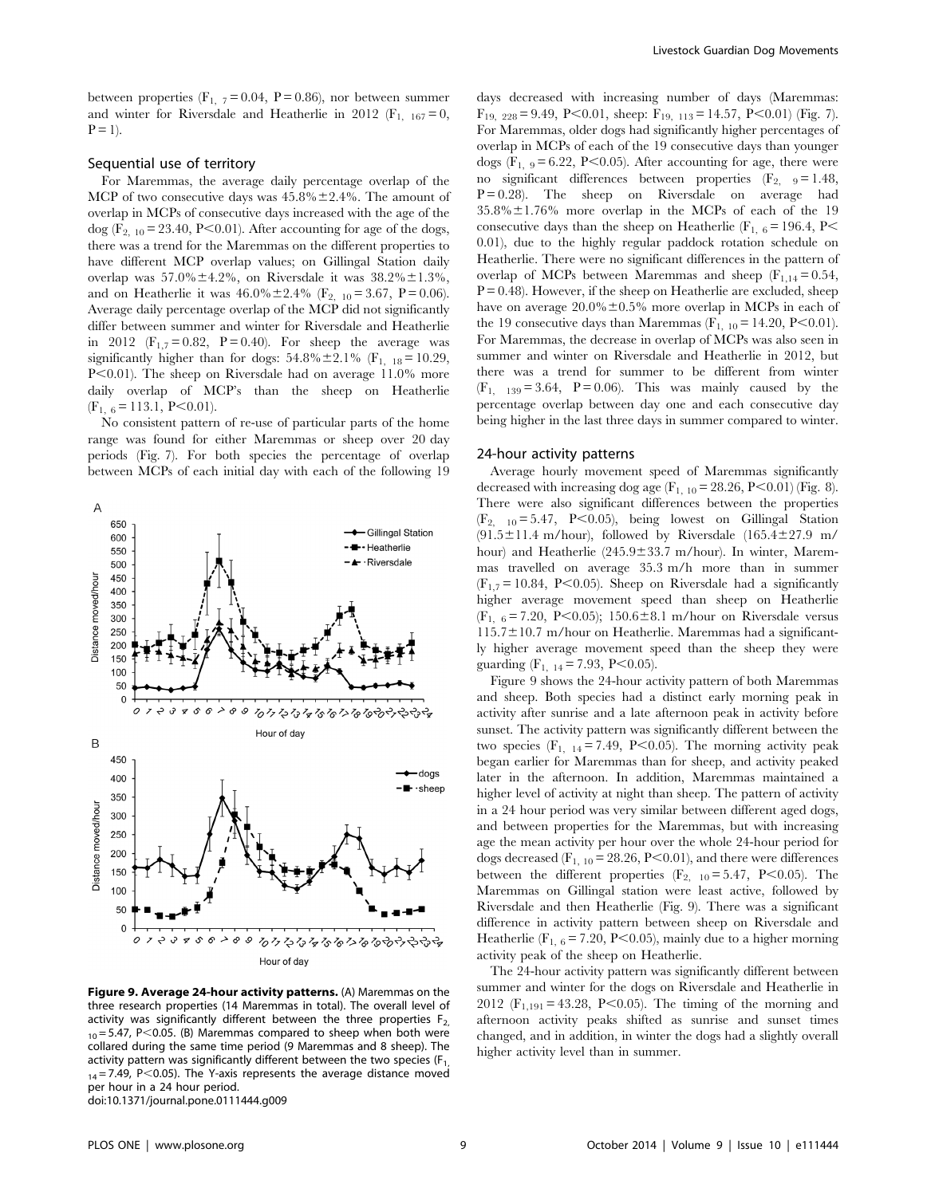between properties ($F_{1,\ 7} = 0.04$, $P = 0.86$), nor between summer and winter for Riversdale and Heatherlie in 2012 ($F_{1,\ 167} = 0$, $P = 1$).

### Sequential use of territory

For Maremmas, the average daily percentage overlap of the MCP of two consecutive days was 45.8%±2.4%. The amount of overlap in MCPs of consecutive days increased with the age of the dog ($F_{2,\ 10} = 23.40$, $P<0.01$). After accounting for age of the dogs, there was a trend for the Maremmas on the different properties to have different MCP overlap values; on Gillingal Station daily overlap was 57.0%±4.2%, on Riversdale it was 38.2%±1.3%, and on Heatherlie it was 46.0%±2.4% ($F_{2,\ 10} = 3.67$, $P = 0.06$). Average daily percentage overlap of the MCP did not significantly differ between summer and winter for Riversdale and Heatherlie in 2012 ($F_{1,7} = 0.82$, $P = 0.40$). For sheep the average was significantly higher than for dogs: 54.8%±2.1% ($F_{1,\ 18} = 10.29$, $P<0.01$). The sheep on Riversdale had on average 11.0% more daily overlap of MCP's than the sheep on Heatherlie ($F_{1,\ 6} = 113.1$, $P<0.01$).

No consistent pattern of re-use of particular parts of the home range was found for either Maremmas or sheep over 20 day periods (Fig. 7). For both species the percentage of overlap between MCPs of each initial day with each of the following 19 days decreased with increasing number of days (Maremmas: $F_{19,\ 228} = 9.49$, $P<0.01$, sheep: $F_{19,\ 113} = 14.57$, $P<0.01$) (Fig. 7). For Maremmas, older dogs had significantly higher percentages of overlap in MCPs of each of the 19 consecutive days than younger dogs ($F_{1,\ 9} = 6.22$, $P<0.05$). After accounting for age, there were no significant differences between properties ($F_{2,\ 9} = 1.48$, $P = 0.28$). The sheep on Riversdale on average had 35.8%±1.76% more overlap in the MCPs of each of the 19 consecutive days than the sheep on Heatherlie ($F_{1,\ 6} = 196.4$, $P<0.01$), due to the highly regular paddock rotation schedule on Heatherlie. There were no significant differences in the pattern of overlap of MCPs between Maremmas and sheep ($F_{1,14} = 0.54$, $P = 0.48$). However, if the sheep on Heatherlie are excluded, sheep have on average 20.0%±0.5% more overlap in MCPs in each of the 19 consecutive days than Maremmas ($F_{1,\ 10} = 14.20$, $P<0.01$). For Maremmas, the decrease in overlap of MCPs was also seen in summer and winter on Riversdale and Heatherlie in 2012, but there was a trend for summer to be different from winter ($F_{1,\ 139} = 3.64$, $P = 0.06$). This was mainly caused by the percentage overlap between day one and each consecutive day being higher in the last three days in summer compared to winter.

### 24-hour activity patterns

Average hourly movement speed of Maremmas significantly decreased with increasing dog age ($F_{1,\ 10} = 28.26$, $P<0.01$) (Fig. 8). There were also significant differences between the properties ($F_{2,\ 10} = 5.47$, $P<0.05$), being lowest on Gillingal Station (91.5±11.4 m/hour), followed by Riversdale (165.4±27.9 m/hour) and Heatherlie (245.9±33.7 m/hour). In winter, Maremmas travelled on average 35.3 m/h more than in summer ($F_{1,7} = 10.84$, $P<0.05$). Sheep on Riversdale had a significantly higher average movement speed than sheep on Heatherlie ($F_{1,\ 6} = 7.20$, $P<0.05$); 150.6±8.1 m/hour on Riversdale versus 115.7±10.7 m/hour on Heatherlie. Maremmas had a significantly higher average movement speed than the sheep they were guarding ($F_{1,\ 14} = 7.93$, $P<0.05$).

Figure 9 shows the 24-hour activity pattern of both Maremmas and sheep. Both species had a distinct early morning peak in activity after sunrise and a late afternoon peak in activity before sunset. The activity pattern was significantly different between the two species ($F_{1,\ 14} = 7.49$, $P<0.05$). The morning activity peak began earlier for Maremmas than for sheep, and activity peaked later in the afternoon. In addition, Maremmas maintained a higher level of activity at night than sheep. The pattern of activity in a 24 hour period was very similar between different aged dogs, and between properties for the Maremmas, but with increasing age the mean activity per hour over the whole 24-hour period for dogs decreased ($F_{1,\ 10} = 28.26$, $P<0.01$), and there were differences between the different properties ($F_{2,\ 10} = 5.47$, $P<0.05$). The Maremmas on Gillingal station were least active, followed by Riversdale and then Heatherlie (Fig. 9). There was a significant difference in activity pattern between sheep on Riversdale and Heatherlie ($F_{1,\ 6} = 7.20$, $P<0.05$), mainly due to a higher morning activity peak of the sheep on Heatherlie.

The 24-hour activity pattern was significantly different between summer and winter for the dogs on Riversdale and Heatherlie in 2012 ($F_{1,191} = 43.28$, $P<0.05$). The timing of the morning and afternoon activity peaks shifted as sunrise and sunset times changed, and in addition, in winter the dogs had a slightly overall higher activity level than in summer.

**Figure 9. Average 24-hour activity patterns.** (A) Maremmas on the three research properties (14 Maremmas in total). The overall level of activity was significantly different between the three properties $F_{2,\ 10} = 5.47$, $P<0.05$. (B) Maremmas compared to sheep when both were collared during the same time period (9 Maremmas and 8 sheep). The activity pattern was significantly different between the two species ($F_{1,\ 14} = 7.49$, $P<0.05$). The Y-axis represents the average distance moved per hour in a 24 hour period.
doi:10.1371/journal.pone.0111444.g009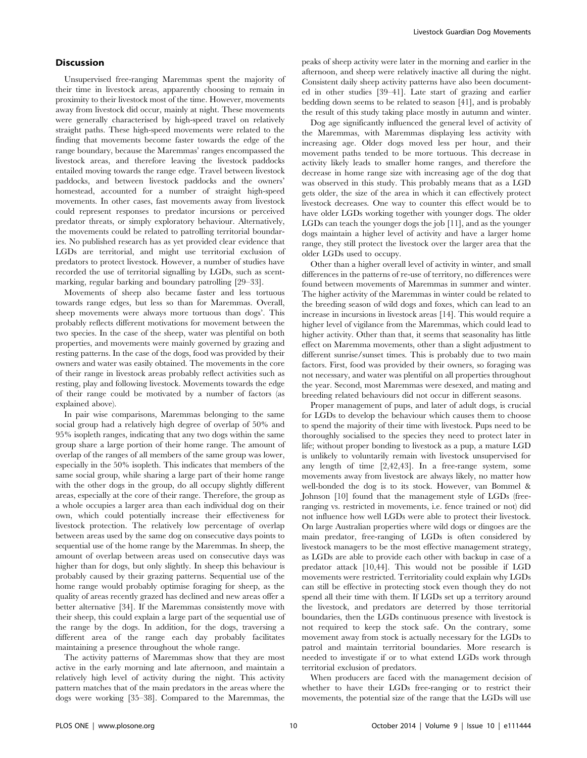## Discussion

Unsupervised free-ranging Maremmas spent the majority of their time in livestock areas, apparently choosing to remain in proximity to their livestock most of the time. However, movements away from livestock did occur, mainly at night. These movements were generally characterised by high-speed travel on relatively straight paths. These high-speed movements were related to the finding that movements become faster towards the edge of the range boundary, because the Maremmas' ranges encompassed the livestock areas, and therefore leaving the livestock paddocks entailed moving towards the range edge. Travel between livestock paddocks, and between livestock paddocks and the owners' homestead, accounted for a number of straight high-speed movements. In other cases, fast movements away from livestock could represent responses to predator incursions or perceived predator threats, or simply exploratory behaviour. Alternatively, the movements could be related to patrolling territorial boundaries. No published research has as yet provided clear evidence that LGDs are territorial, and might use territorial exclusion of predators to protect livestock. However, a number of studies have recorded the use of territorial signalling by LGDs, such as scent-marking, regular barking and boundary patrolling [29–33].

Movements of sheep also became faster and less tortuous towards range edges, but less so than for Maremmas. Overall, sheep movements were always more tortuous than dogs'. This probably reflects different motivations for movement between the two species. In the case of the sheep, water was plentiful on both properties, and movements were mainly governed by grazing and resting patterns. In the case of the dogs, food was provided by their owners and water was easily obtained. The movements in the core of their range in livestock areas probably reflect activities such as resting, play and following livestock. Movements towards the edge of their range could be motivated by a number of factors (as explained above).

In pair wise comparisons, Maremmas belonging to the same social group had a relatively high degree of overlap of 50% and 95% isopleth ranges, indicating that any two dogs within the same group share a large portion of their home range. The amount of overlap of the ranges of all members of the same group was lower, especially in the 50% isopleth. This indicates that members of the same social group, while sharing a large part of their home range with the other dogs in the group, do all occupy slightly different areas, especially at the core of their range. Therefore, the group as a whole occupies a larger area than each individual dog on their own, which could potentially increase their effectiveness for livestock protection. The relatively low percentage of overlap between areas used by the same dog on consecutive days points to sequential use of the home range by the Maremmas. In sheep, the amount of overlap between areas used on consecutive days was higher than for dogs, but only slightly. In sheep this behaviour is probably caused by their grazing patterns. Sequential use of the home range would probably optimise foraging for sheep, as the quality of areas recently grazed has declined and new areas offer a better alternative [34]. If the Maremmas consistently move with their sheep, this could explain a large part of the sequential use of the range by the dogs. In addition, for the dogs, traversing a different area of the range each day probably facilitates maintaining a presence throughout the whole range.

The activity patterns of Maremmas show that they are most active in the early morning and late afternoon, and maintain a relatively high level of activity during the night. This activity pattern matches that of the main predators in the areas where the dogs were working [35–38]. Compared to the Maremmas, the peaks of sheep activity were later in the morning and earlier in the afternoon, and sheep were relatively inactive all during the night. Consistent daily sheep activity patterns have also been documented in other studies [39–41]. Late start of grazing and earlier bedding down seems to be related to season [41], and is probably the result of this study taking place mostly in autumn and winter.

Dog age significantly influenced the general level of activity of the Maremmas, with Maremmas displaying less activity with increasing age. Older dogs moved less per hour, and their movement paths tended to be more tortuous. This decrease in activity likely leads to smaller home ranges, and therefore the decrease in home range size with increasing age of the dog that was observed in this study. This probably means that as a LGD gets older, the size of the area in which it can effectively protect livestock decreases. One way to counter this effect would be to have older LGDs working together with younger dogs. The older LGDs can teach the younger dogs the job [11], and as the younger dogs maintain a higher level of activity and have a larger home range, they still protect the livestock over the larger area that the older LGDs used to occupy.

Other than a higher overall level of activity in winter, and small differences in the patterns of re-use of territory, no differences were found between movements of Maremmas in summer and winter. The higher activity of the Maremmas in winter could be related to the breeding season of wild dogs and foxes, which can lead to an increase in incursions in livestock areas [14]. This would require a higher level of vigilance from the Maremmas, which could lead to higher activity. Other than that, it seems that seasonality has little effect on Maremma movements, other than a slight adjustment to different sunrise/sunset times. This is probably due to two main factors. First, food was provided by their owners, so foraging was not necessary, and water was plentiful on all properties throughout the year. Second, most Maremmas were desexed, and mating and breeding related behaviours did not occur in different seasons.

Proper management of pups, and later of adult dogs, is crucial for LGDs to develop the behaviour which causes them to choose to spend the majority of their time with livestock. Pups need to be thoroughly socialised to the species they need to protect later in life; without proper bonding to livestock as a pup, a mature LGD is unlikely to voluntarily remain with livestock unsupervised for any length of time [2,42,43]. In a free-range system, some movements away from livestock are always likely, no matter how well-bonded the dog is to its stock. However, van Bommel & Johnson [10] found that the management style of LGDs (free-ranging vs. restricted in movements, i.e. fence trained or not) did not influence how well LGDs were able to protect their livestock. On large Australian properties where wild dogs or dingoes are the main predator, free-ranging of LGDs is often considered by livestock managers to be the most effective management strategy, as LGDs are able to provide each other with backup in case of a predator attack [10,44]. This would not be possible if LGD movements were restricted. Territoriality could explain why LGDs can still be effective in protecting stock even though they do not spend all their time with them. If LGDs set up a territory around the livestock, and predators are deterred by those territorial boundaries, then the LGDs continuous presence with livestock is not required to keep the stock safe. On the contrary, some movement away from stock is actually necessary for the LGDs to patrol and maintain territorial boundaries. More research is needed to investigate if or to what extend LGDs work through territorial exclusion of predators.

When producers are faced with the management decision of whether to have their LGDs free-ranging or to restrict their movements, the potential size of the range that the LGDs will use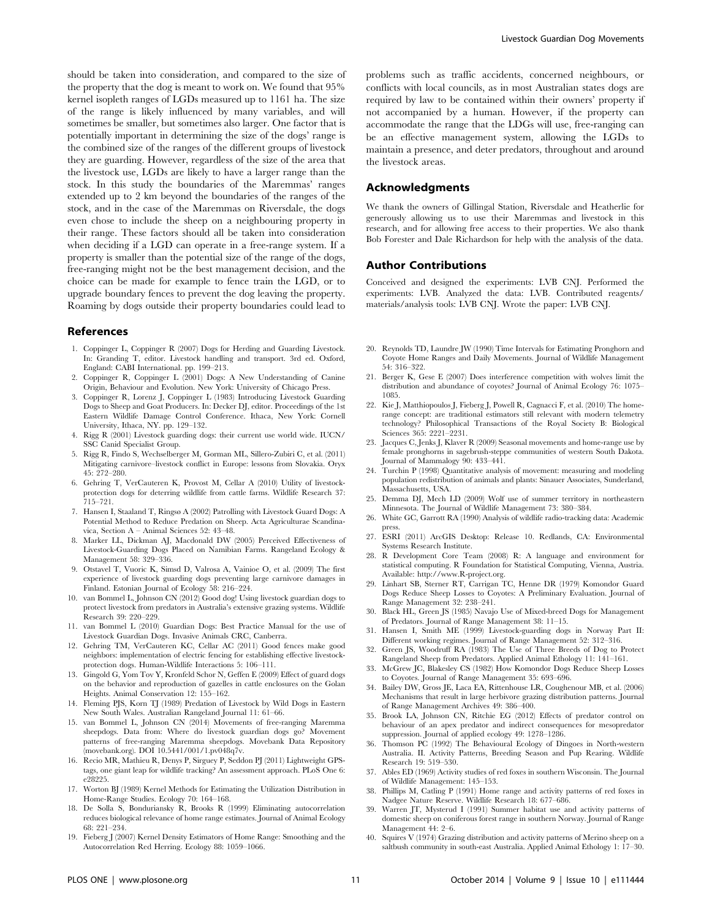should be taken into consideration, and compared to the size of the property that the dog is meant to work on. We found that 95% kernel isopleth ranges of LGDs measured up to 1161 ha. The size of the range is likely influenced by many variables, and will sometimes be smaller, but sometimes also larger. One factor that is potentially important in determining the size of the dogs' range is the combined size of the ranges of the different groups of livestock they are guarding. However, regardless of the size of the area that the livestock use, LGDs are likely to have a larger range than the stock. In this study the boundaries of the Maremmas' ranges extended up to 2 km beyond the boundaries of the ranges of the stock, and in the case of the Maremmas on Riversdale, the dogs even chose to include the sheep on a neighbouring property in their range. These factors should all be taken into consideration when deciding if a LGD can operate in a free-range system. If a property is smaller than the potential size of the range of the dogs, free-ranging might not be the best management decision, and the choice can be made for example to fence train the LGD, or to upgrade boundary fences to prevent the dog leaving the property. Roaming by dogs outside their property boundaries could lead to problems such as traffic accidents, concerned neighbours, or conflicts with local councils, as in most Australian states dogs are required by law to be contained within their owners' property if not accompanied by a human. However, if the property can accommodate the range that the LDGs will use, free-ranging can be an effective management system, allowing the LGDs to maintain a presence, and deter predators, throughout and around the livestock areas.

## Acknowledgments

We thank the owners of Gillingal Station, Riversdale and Heatherlie for generously allowing us to use their Maremmas and livestock in this research, and for allowing free access to their properties. We also thank Bob Forester and Dale Richardson for help with the analysis of the data.

## Author Contributions

Conceived and designed the experiments: LVB CNJ. Performed the experiments: LVB. Analyzed the data: LVB. Contributed reagents/materials/analysis tools: LVB CNJ. Wrote the paper: LVB CNJ.

## References

1. Coppinger L, Coppinger R (2007) Dogs for Herding and Guarding Livestock. In: Granding T, editor. Livestock handling and transport. 3rd ed. Oxford, England: CABI International. pp. 199–213.
2. Coppinger R, Coppinger L (2001) Dogs: A New Understanding of Canine Origin, Behaviour and Evolution. New York: University of Chicago Press.
3. Coppinger R, Lorenz J, Coppinger L (1983) Introducing Livestock Guarding Dogs to Sheep and Goat Producers. In: Decker DJ, editor. Proceedings of the 1st Eastern Wildlife Damage Control Conference. Ithaca, New York: Cornell University, Ithaca, NY. pp. 129–132.
4. Rigg R (2001) Livestock guarding dogs: their current use world wide. IUCN/SSC Canid Specialist Group.
5. Rigg R, Findo S, Wechselberger M, Gorman ML, Sillero-Zubiri C, et al. (2011) Mitigating carnivore–livestock conflict in Europe: lessons from Slovakia. Oryx 45: 272–280.
6. Gehring T, VerCauteren K, Provost M, Cellar A (2010) Utility of livestock-protection dogs for deterring wildlife from cattle farms. Wildlife Research 37: 715–721.
7. Hansen I, Staaland T, Ringsø A (2002) Patrolling with Livestock Guard Dogs: A Potential Method to Reduce Predation on Sheep. Acta Agriculturae Scandinavica, Section A – Animal Sciences 52: 43–48.
8. Marker LL, Dickman AJ, Macdonald DW (2005) Perceived Effectiveness of Livestock-Guarding Dogs Placed on Namibian Farms. Rangeland Ecology & Management 58: 329–336.
9. Otstavel T, Vuoric K, Simsd D, Valrosa A, Vainioe O, et al. (2009) The first experience of livestock guarding dogs preventing large carnivore damages in Finland. Estonian Journal of Ecology 58: 216–224.
10. van Bommel L, Johnson CN (2012) Good dog! Using livestock guardian dogs to protect livestock from predators in Australia's extensive grazing systems. Wildlife Research 39: 220–229.
11. van Bommel L (2010) Guardian Dogs: Best Practice Manual for the use of Livestock Guardian Dogs. Invasive Animals CRC, Canberra.
12. Gehring TM, VerCauteren KC, Cellar AC (2011) Good fences make good neighbors: implementation of electric fencing for establishing effective livestock-protection dogs. Human-Wildlife Interactions 5: 106–111.
13. Gingold G, Yom Tov Y, Kronfeld Schor N, Geffen E (2009) Effect of guard dogs on the behavior and reproduction of gazelles in cattle enclosures on the Golan Heights. Animal Conservation 12: 155–162.
14. Fleming PJS, Korn TJ (1989) Predation of Livestock by Wild Dogs in Eastern New South Wales. Australian Rangeland Journal 11: 61–66.
15. van Bommel L, Johnson CN (2014) Movements of free-ranging Maremma sheepdogs. Data from: Where do livestock guardian dogs go? Movement patterns of free-ranging Maremma sheepdogs. Movebank Data Repository (movebank.org). DOI 10.5441/001/1.pv048q7v.
16. Recio MR, Mathieu R, Denys P, Sirguey P, Seddon PJ (2011) Lightweight GPS-tags, one giant leap for wildlife tracking? An assessment approach. PLoS One 6: e28225.
17. Worton BJ (1989) Kernel Methods for Estimating the Utilization Distribution in Home-Range Studies. Ecology 70: 164–168.
18. De Solla S, Bonduriansky R, Brooks R (1999) Eliminating autocorrelation reduces biological relevance of home range estimates. Journal of Animal Ecology 68: 221–234.
19. Fieberg J (2007) Kernel Density Estimators of Home Range: Smoothing and the Autocorrelation Red Herring. Ecology 88: 1059–1066.
20. Reynolds TD, Laundre JW (1990) Time Intervals for Estimating Pronghorn and Coyote Home Ranges and Daily Movements. Journal of Wildlife Management 54: 316–322.
21. Berger K, Gese E (2007) Does interference competition with wolves limit the distribution and abundance of coyotes? Journal of Animal Ecology 76: 1075–1085.
22. Kie J, Matthiopoulos J, Fieberg J, Powell R, Cagnacci F, et al. (2010) The home-range concept: are traditional estimators still relevant with modern telemetry technology? Philosophical Transactions of the Royal Society B: Biological Sciences 365: 2221–2231.
23. Jacques C, Jenks J, Klaver R (2009) Seasonal movements and home-range use by female pronghorns in sagebrush-steppe communities of western South Dakota. Journal of Mammalogy 90: 433–441.
24. Turchin P (1998) Quantitative analysis of movement: measuring and modeling population redistribution of animals and plants: Sinauer Associates, Sunderland, Massachusetts, USA.
25. Demma DJ, Mech LD (2009) Wolf use of summer territory in northeastern Minnesota. The Journal of Wildlife Management 73: 380–384.
26. White GC, Garrott RA (1990) Analysis of wildlife radio-tracking data: Academic press.
27. ESRI (2011) ArcGIS Desktop: Release 10. Redlands, CA: Environmental Systems Research Institute.
28. R Development Core Team (2008) R: A language and environment for statistical computing. R Foundation for Statistical Computing, Vienna, Austria. Available: http://www.R-project.org.
29. Linhart SB, Sterner RT, Carrigan TC, Henne DR (1979) Komondor Guard Dogs Reduce Sheep Losses to Coyotes: A Preliminary Evaluation. Journal of Range Management 32: 238–241.
30. Black HL, Green JS (1985) Navajo Use of Mixed-breed Dogs for Management of Predators. Journal of Range Management 38: 11–15.
31. Hansen I, Smith ME (1999) Livestock-guarding dogs in Norway Part II: Different working regimes. Journal of Range Management 52: 312–316.
32. Green JS, Woodruff RA (1983) The Use of Three Breeds of Dog to Protect Rangeland Sheep from Predators. Applied Animal Ethology 11: 141–161.
33. McGrew JC, Blakesley CS (1982) How Komondor Dogs Reduce Sheep Losses to Coyotes. Journal of Range Management 35: 693–696.
34. Bailey DW, Gross JE, Laca EA, Rittenhouse LR, Coughenour MB, et al. (2006) Mechanisms that result in large herbivore grazing distribution patterns. Journal of Range Management Archives 49: 386–400.
35. Brook LA, Johnson CN, Ritchie EG (2012) Effects of predator control on behaviour of an apex predator and indirect consequences for mesopredator suppression. Journal of applied ecology 49: 1278–1286.
36. Thomson PC (1992) The Behavioural Ecology of Dingoes in North-western Australia. II. Activity Patterns, Breeding Season and Pup Rearing. Wildlife Research 19: 519–530.
37. Ables ED (1969) Activity studies of red foxes in southern Wisconsin. The Journal of Wildlife Management: 145–153.
38. Phillips M, Catling P (1991) Home range and activity patterns of red foxes in Nadgee Nature Reserve. Wildlife Research 18: 677–686.
39. Warren JT, Mysterud I (1991) Summer habitat use and activity patterns of domestic sheep on coniferous forest range in southern Norway. Journal of Range Management 44: 2–6.
40. Squires V (1974) Grazing distribution and activity patterns of Merino sheep on a saltbush community in south-east Australia. Applied Animal Ethology 1: 17–30.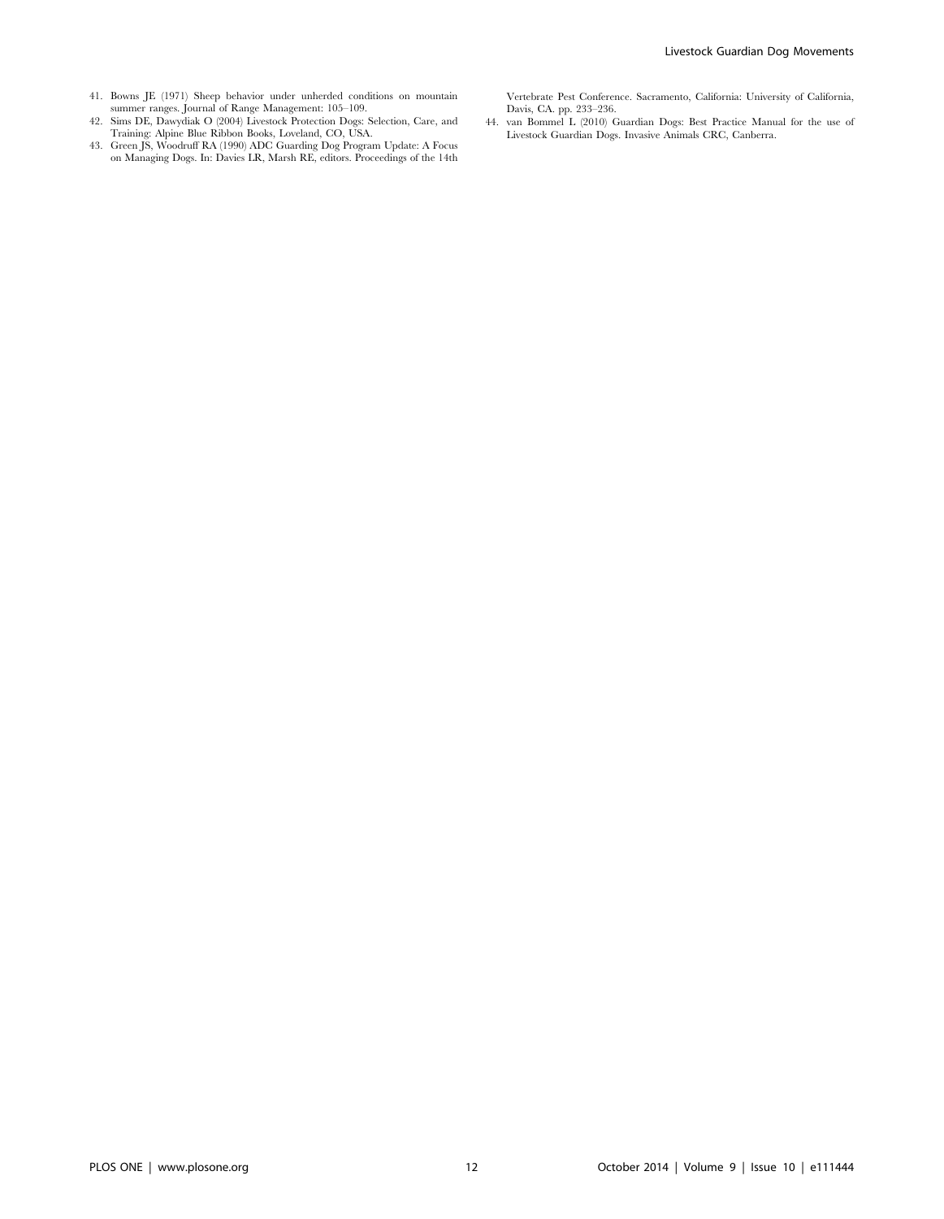41. Bowns JE (1971) Sheep behavior under unherded conditions on mountain summer ranges. Journal of Range Management: 105–109.
42. Sims DE, Dawydiak O (2004) Livestock Protection Dogs: Selection, Care, and Training: Alpine Blue Ribbon Books, Loveland, CO, USA.
43. Green JS, Woodruff RA (1990) ADC Guarding Dog Program Update: A Focus on Managing Dogs. In: Davies LR, Marsh RE, editors. Proceedings of the 14th Vertebrate Pest Conference. Sacramento, California: University of California, Davis, CA. pp. 233–236.
44. van Bommel L (2010) Guardian Dogs: Best Practice Manual for the use of Livestock Guardian Dogs. Invasive Animals CRC, Canberra.